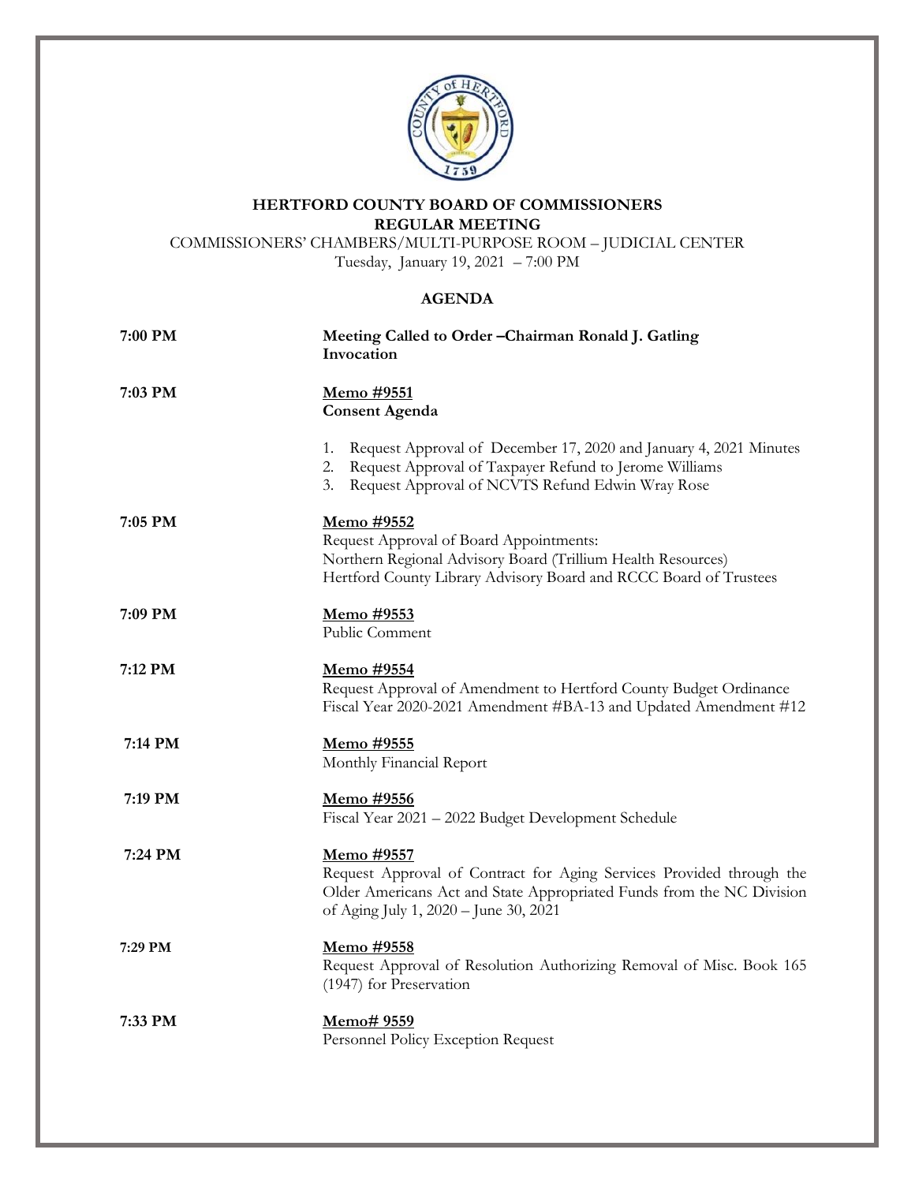**HERTFORD COUNTY BOARD OF COMMISSIONERS**
**REGULAR MEETING**
COMMISSIONERS' CHAMBERS/MULTI-PURPOSE ROOM – JUDICIAL CENTER
Tuesday, January 19, 2021 – 7:00 PM

**AGENDA**

| | |
|---|---|
| **7:00 PM** | **Meeting Called to Order –Chairman Ronald J. Gatling**<br>**Invocation** |
| **7:03 PM** | **Memo #9551**<br>**Consent Agenda**<br>1. Request Approval of December 17, 2020 and January 4, 2021 Minutes<br>2. Request Approval of Taxpayer Refund to Jerome Williams<br>3. Request Approval of NCVTS Refund Edwin Wray Rose |
| **7:05 PM** | **Memo #9552**<br>Request Approval of Board Appointments:<br>Northern Regional Advisory Board (Trillium Health Resources)<br>Hertford County Library Advisory Board and RCCC Board of Trustees |
| **7:09 PM** | **Memo #9553**<br>Public Comment |
| **7:12 PM** | **Memo #9554**<br>Request Approval of Amendment to Hertford County Budget Ordinance Fiscal Year 2020-2021 Amendment #BA-13 and Updated Amendment #12 |
| **7:14 PM** | **Memo #9555**<br>Monthly Financial Report |
| **7:19 PM** | **Memo #9556**<br>Fiscal Year 2021 – 2022 Budget Development Schedule |
| **7:24 PM** | **Memo #9557**<br>Request Approval of Contract for Aging Services Provided through the Older Americans Act and State Appropriated Funds from the NC Division of Aging July 1, 2020 – June 30, 2021 |
| **7:29 PM** | **Memo #9558**<br>Request Approval of Resolution Authorizing Removal of Misc. Book 165 (1947) for Preservation |
| **7:33 PM** | **Memo# 9559**<br>Personnel Policy Exception Request |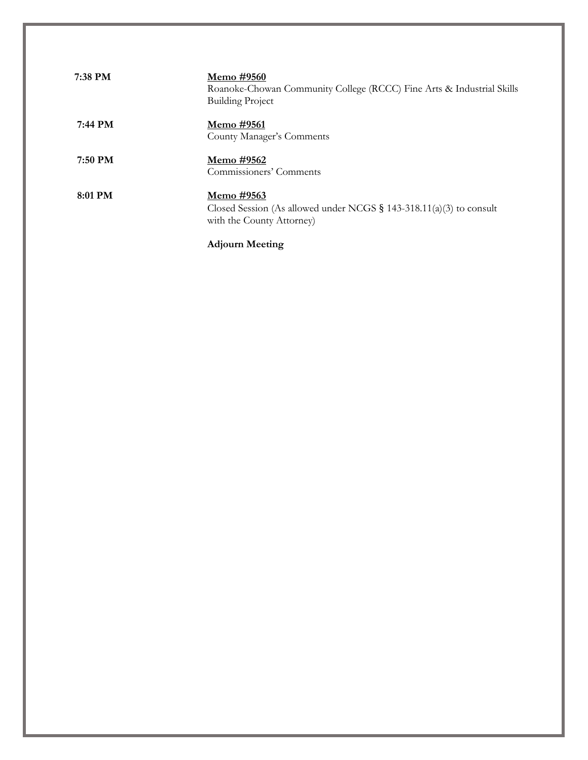**7:38 PM**

**Memo #9560**
Roanoke-Chowan Community College (RCCC) Fine Arts & Industrial Skills Building Project

**7:44 PM**

**Memo #9561**
County Manager's Comments

**7:50 PM**

**Memo #9562**
Commissioners' Comments

**8:01 PM**

**Memo #9563**
Closed Session (As allowed under NCGS § 143-318.11(a)(3) to consult with the County Attorney)

**Adjourn Meeting**